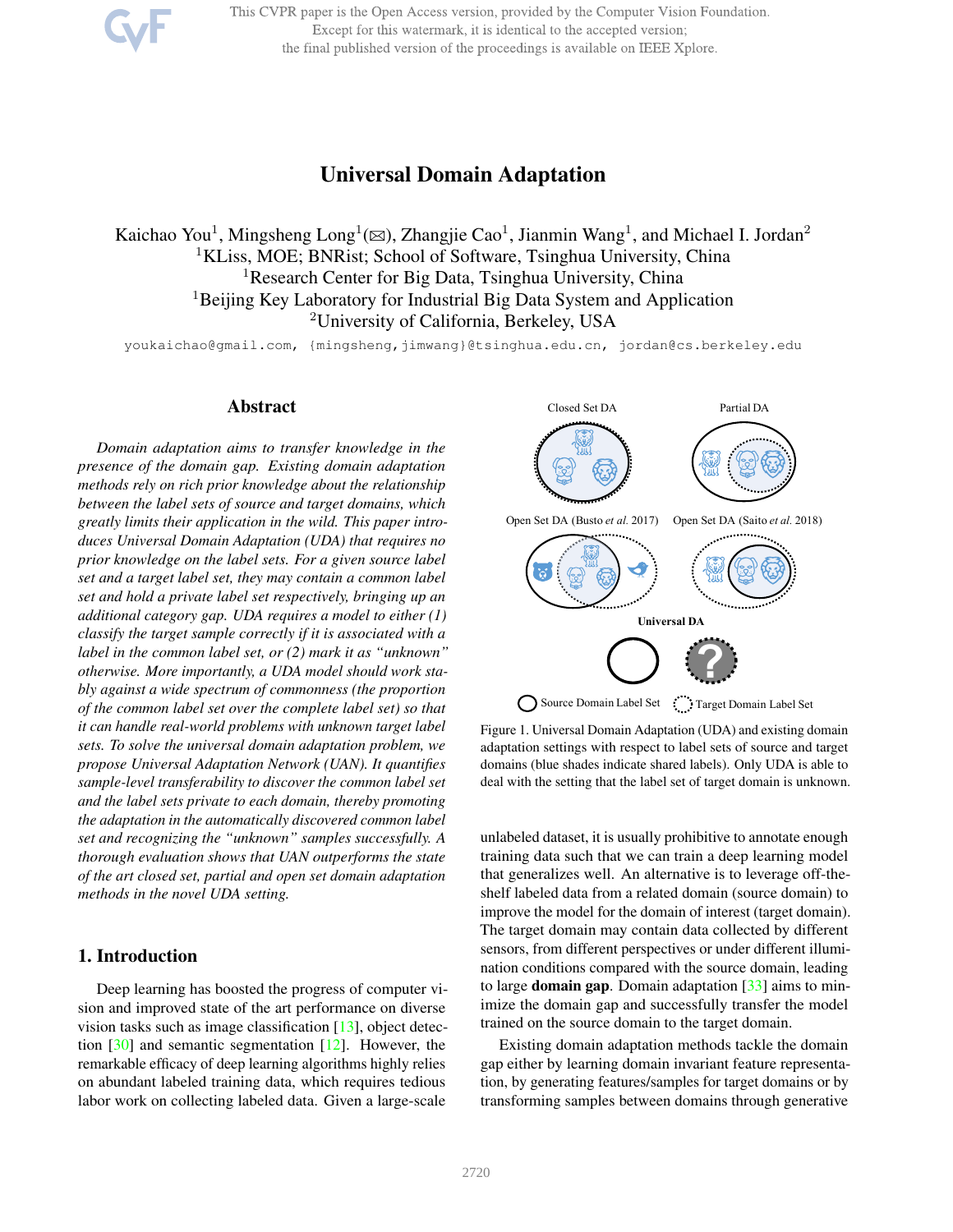# Universal Domain Adaptation

Kaichao You[1], Mingsheng Long[1](✉), Zhangjie Cao[1], Jianmin Wang[1], and Michael I. Jordan[2]

[1]KLiss, MOE; BNRist; School of Software, Tsinghua University, China
[1]Research Center for Big Data, Tsinghua University, China
[1]Beijing Key Laboratory for Industrial Big Data System and Application
[2]University of California, Berkeley, USA

youkaichao@gmail.com, {mingsheng,jimwang}@tsinghua.edu.cn, jordan@cs.berkeley.edu

## Abstract

*Domain adaptation aims to transfer knowledge in the presence of the domain gap. Existing domain adaptation methods rely on rich prior knowledge about the relationship between the label sets of source and target domains, which greatly limits their application in the wild. This paper introduces Universal Domain Adaptation (UDA) that requires no prior knowledge on the label sets. For a given source label set and a target label set, they may contain a common label set and hold a private label set respectively, bringing up an additional category gap. UDA requires a model to either (1) classify the target sample correctly if it is associated with a label in the common label set, or (2) mark it as "unknown" otherwise. More importantly, a UDA model should work stably against a wide spectrum of commonness (the proportion of the common label set over the complete label set) so that it can handle real-world problems with unknown target label sets. To solve the universal domain adaptation problem, we propose Universal Adaptation Network (UAN). It quantifies sample-level transferability to discover the common label set and the label sets private to each domain, thereby promoting the adaptation in the automatically discovered common label set and recognizing the "unknown" samples successfully. A thorough evaluation shows that UAN outperforms the state of the art closed set, partial and open set domain adaptation methods in the novel UDA setting.*

## 1. Introduction

Deep learning has boosted the progress of computer vision and improved state of the art performance on diverse vision tasks such as image classification [13], object detection [30] and semantic segmentation [12]. However, the remarkable efficacy of deep learning algorithms highly relies on abundant labeled training data, which requires tedious labor work on collecting labeled data. Given a large-scale unlabeled dataset, it is usually prohibitive to annotate enough training data such that we can train a deep learning model that generalizes well. An alternative is to leverage off-the-shelf labeled data from a related domain (source domain) to improve the model for the domain of interest (target domain). The target domain may contain data collected by different sensors, from different perspectives or under different illumination conditions compared with the source domain, leading to large **domain gap**. Domain adaptation [33] aims to minimize the domain gap and successfully transfer the model trained on the source domain to the target domain.

Closed Set DA | Partial DA | Open Set DA (Busto *et al.* 2017) | Open Set DA (Saito *et al.* 2018) | Universal DA | Source Domain Label Set | Target Domain Label Set

Figure 1. Universal Domain Adaptation (UDA) and existing domain adaptation settings with respect to label sets of source and target domains (blue shades indicate shared labels). Only UDA is able to deal with the setting that the label set of target domain is unknown.

Existing domain adaptation methods tackle the domain gap either by learning domain invariant feature representation, by generating features/samples for target domains or by transforming samples between domains through generative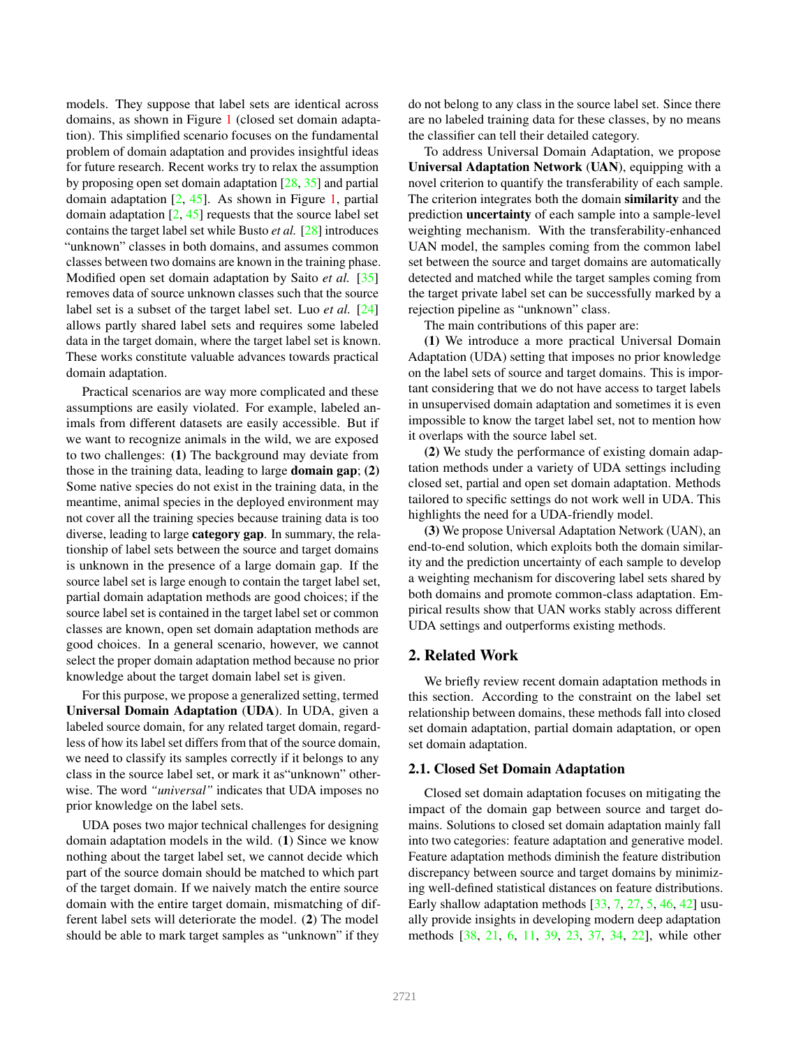models. They suppose that label sets are identical across domains, as shown in Figure 1 (closed set domain adaptation). This simplified scenario focuses on the fundamental problem of domain adaptation and provides insightful ideas for future research. Recent works try to relax the assumption by proposing open set domain adaptation [28, 35] and partial domain adaptation [2, 45]. As shown in Figure 1, partial domain adaptation [2, 45] requests that the source label set contains the target label set while Busto *et al.* [28] introduces "unknown" classes in both domains, and assumes common classes between two domains are known in the training phase. Modified open set domain adaptation by Saito *et al.* [35] removes data of source unknown classes such that the source label set is a subset of the target label set. Luo *et al.* [24] allows partly shared label sets and requires some labeled data in the target domain, where the target label set is known. These works constitute valuable advances towards practical domain adaptation.

Practical scenarios are way more complicated and these assumptions are easily violated. For example, labeled animals from different datasets are easily accessible. But if we want to recognize animals in the wild, we are exposed to two challenges: **(1)** The background may deviate from those in the training data, leading to large **domain gap**; **(2)** Some native species do not exist in the training data, in the meantime, animal species in the deployed environment may not cover all the training species because training data is too diverse, leading to large **category gap**. In summary, the relationship of label sets between the source and target domains is unknown in the presence of a large domain gap. If the source label set is large enough to contain the target label set, partial domain adaptation methods are good choices; if the source label set is contained in the target label set or common classes are known, open set domain adaptation methods are good choices. In a general scenario, however, we cannot select the proper domain adaptation method because no prior knowledge about the target domain label set is given.

For this purpose, we propose a generalized setting, termed **Universal Domain Adaptation** (**UDA**). In UDA, given a labeled source domain, for any related target domain, regardless of how its label set differs from that of the source domain, we need to classify its samples correctly if it belongs to any class in the source label set, or mark it as"unknown" otherwise. The word *"universal"* indicates that UDA imposes no prior knowledge on the label sets.

UDA poses two major technical challenges for designing domain adaptation models in the wild. (**1**) Since we know nothing about the target label set, we cannot decide which part of the source domain should be matched to which part of the target domain. If we naively match the entire source domain with the entire target domain, mismatching of different label sets will deteriorate the model. (**2**) The model should be able to mark target samples as "unknown" if they do not belong to any class in the source label set. Since there are no labeled training data for these classes, by no means the classifier can tell their detailed category.

To address Universal Domain Adaptation, we propose **Universal Adaptation Network** (**UAN**), equipping with a novel criterion to quantify the transferability of each sample. The criterion integrates both the domain **similarity** and the prediction **uncertainty** of each sample into a sample-level weighting mechanism. With the transferability-enhanced UAN model, the samples coming from the common label set between the source and target domains are automatically detected and matched while the target samples coming from the target private label set can be successfully marked by a rejection pipeline as "unknown" class.

The main contributions of this paper are:

**(1)** We introduce a more practical Universal Domain Adaptation (UDA) setting that imposes no prior knowledge on the label sets of source and target domains. This is important considering that we do not have access to target labels in unsupervised domain adaptation and sometimes it is even impossible to know the target label set, not to mention how it overlaps with the source label set.

**(2)** We study the performance of existing domain adaptation methods under a variety of UDA settings including closed set, partial and open set domain adaptation. Methods tailored to specific settings do not work well in UDA. This highlights the need for a UDA-friendly model.

**(3)** We propose Universal Adaptation Network (UAN), an end-to-end solution, which exploits both the domain similarity and the prediction uncertainty of each sample to develop a weighting mechanism for discovering label sets shared by both domains and promote common-class adaptation. Empirical results show that UAN works stably across different UDA settings and outperforms existing methods.

## 2. Related Work

We briefly review recent domain adaptation methods in this section. According to the constraint on the label set relationship between domains, these methods fall into closed set domain adaptation, partial domain adaptation, or open set domain adaptation.

### 2.1. Closed Set Domain Adaptation

Closed set domain adaptation focuses on mitigating the impact of the domain gap between source and target domains. Solutions to closed set domain adaptation mainly fall into two categories: feature adaptation and generative model. Feature adaptation methods diminish the feature distribution discrepancy between source and target domains by minimizing well-defined statistical distances on feature distributions. Early shallow adaptation methods [33, 7, 27, 5, 46, 42] usually provide insights in developing modern deep adaptation methods [38, 21, 6, 11, 39, 23, 37, 34, 22], while other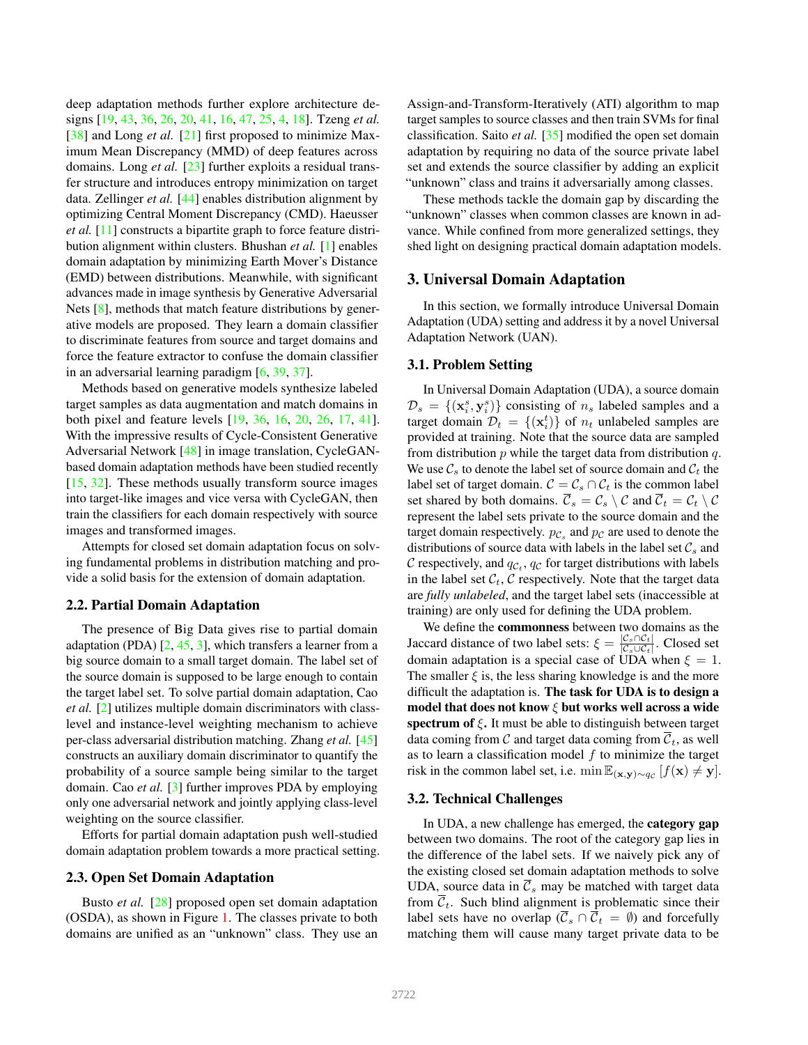deep adaptation methods further explore architecture designs [19, 43, 36, 26, 20, 41, 16, 47, 25, 4, 18]. Tzeng *et al.* [38] and Long *et al.* [21] first proposed to minimize Maximum Mean Discrepancy (MMD) of deep features across domains. Long *et al.* [23] further exploits a residual transfer structure and introduces entropy minimization on target data. Zellinger *et al.* [44] enables distribution alignment by optimizing Central Moment Discrepancy (CMD). Haeusser *et al.* [11] constructs a bipartite graph to force feature distribution alignment within clusters. Bhushan *et al.* [1] enables domain adaptation by minimizing Earth Mover's Distance (EMD) between distributions. Meanwhile, with significant advances made in image synthesis by Generative Adversarial Nets [8], methods that match feature distributions by generative models are proposed. They learn a domain classifier to discriminate features from source and target domains and force the feature extractor to confuse the domain classifier in an adversarial learning paradigm [6, 39, 37].

Methods based on generative models synthesize labeled target samples as data augmentation and match domains in both pixel and feature levels [19, 36, 16, 20, 26, 17, 41]. With the impressive results of Cycle-Consistent Generative Adversarial Network [48] in image translation, CycleGAN-based domain adaptation methods have been studied recently [15, 32]. These methods usually transform source images into target-like images and vice versa with CycleGAN, then train the classifiers for each domain respectively with source images and transformed images.

Attempts for closed set domain adaptation focus on solving fundamental problems in distribution matching and provide a solid basis for the extension of domain adaptation.

### 2.2. Partial Domain Adaptation

The presence of Big Data gives rise to partial domain adaptation (PDA) [2, 45, 3], which transfers a learner from a big source domain to a small target domain. The label set of the source domain is supposed to be large enough to contain the target label set. To solve partial domain adaptation, Cao *et al.* [2] utilizes multiple domain discriminators with class-level and instance-level weighting mechanism to achieve per-class adversarial distribution matching. Zhang *et al.* [45] constructs an auxiliary domain discriminator to quantify the probability of a source sample being similar to the target domain. Cao *et al.* [3] further improves PDA by employing only one adversarial network and jointly applying class-level weighting on the source classifier.

Efforts for partial domain adaptation push well-studied domain adaptation problem towards a more practical setting.

### 2.3. Open Set Domain Adaptation

Busto *et al.* [28] proposed open set domain adaptation (OSDA), as shown in Figure 1. The classes private to both domains are unified as an "unknown" class. They use an Assign-and-Transform-Iteratively (ATI) algorithm to map target samples to source classes and then train SVMs for final classification. Saito *et al.* [35] modified the open set domain adaptation by requiring no data of the source private label set and extends the source classifier by adding an explicit "unknown" class and trains it adversarially among classes.

These methods tackle the domain gap by discarding the "unknown" classes when common classes are known in advance. While confined from more generalized settings, they shed light on designing practical domain adaptation models.

## 3. Universal Domain Adaptation

In this section, we formally introduce Universal Domain Adaptation (UDA) setting and address it by a novel Universal Adaptation Network (UAN).

### 3.1. Problem Setting

In Universal Domain Adaptation (UDA), a source domain $\mathcal{D}_s = \{(\mathbf{x}_i^s, \mathbf{y}_i^s)\}$ consisting of $n_s$ labeled samples and a target domain $\mathcal{D}_t = \{(\mathbf{x}_i^t)\}$ of $n_t$ unlabeled samples are provided at training. Note that the source data are sampled from distribution $p$ while the target data from distribution $q$. We use $\mathcal{C}_s$ to denote the label set of source domain and $\mathcal{C}_t$ the label set of target domain. $\mathcal{C} = \mathcal{C}_s \cap \mathcal{C}_t$ is the common label set shared by both domains. $\overline{\mathcal{C}}_s = \mathcal{C}_s \setminus \mathcal{C}$ and $\overline{\mathcal{C}}_t = \mathcal{C}_t \setminus \mathcal{C}$ represent the label sets private to the source domain and the target domain respectively. $p_{\mathcal{C}_s}$ and $p_{\mathcal{C}}$ are used to denote the distributions of source data with labels in the label set $\mathcal{C}_s$ and $\mathcal{C}$ respectively, and $q_{\mathcal{C}_t}$, $q_{\mathcal{C}}$ for target distributions with labels in the label set $\mathcal{C}_t$, $\mathcal{C}$ respectively. Note that the target data are *fully unlabeled*, and the target label sets (inaccessible at training) are only used for defining the UDA problem.

We define the **commonness** between two domains as the Jaccard distance of two label sets: $\xi = \frac{|\mathcal{C}_s \cap \mathcal{C}_t|}{|\mathcal{C}_s \cup \mathcal{C}_t|}$. Closed set domain adaptation is a special case of UDA when $\xi = 1$. The smaller $\xi$ is, the less sharing knowledge is and the more difficult the adaptation is. **The task for UDA is to design a model that does not know $\xi$ but works well across a wide spectrum of $\xi$.** It must be able to distinguish between target data coming from $\mathcal{C}$ and target data coming from $\overline{\mathcal{C}}_t$, as well as to learn a classification model $f$ to minimize the target risk in the common label set, i.e. $\min \mathbb{E}_{(\mathbf{x},\mathbf{y})\sim q_{\mathcal{C}}} [f(\mathbf{x}) \neq \mathbf{y}]$.

### 3.2. Technical Challenges

In UDA, a new challenge has emerged, the **category gap** between two domains. The root of the category gap lies in the difference of the label sets. If we naively pick any of the existing closed set domain adaptation methods to solve UDA, source data in $\overline{\mathcal{C}}_s$ may be matched with target data from $\overline{\mathcal{C}}_t$. Such blind alignment is problematic since their label sets have no overlap ($\overline{\mathcal{C}}_s \cap \overline{\mathcal{C}}_t = \emptyset$) and forcefully matching them will cause many target private data to be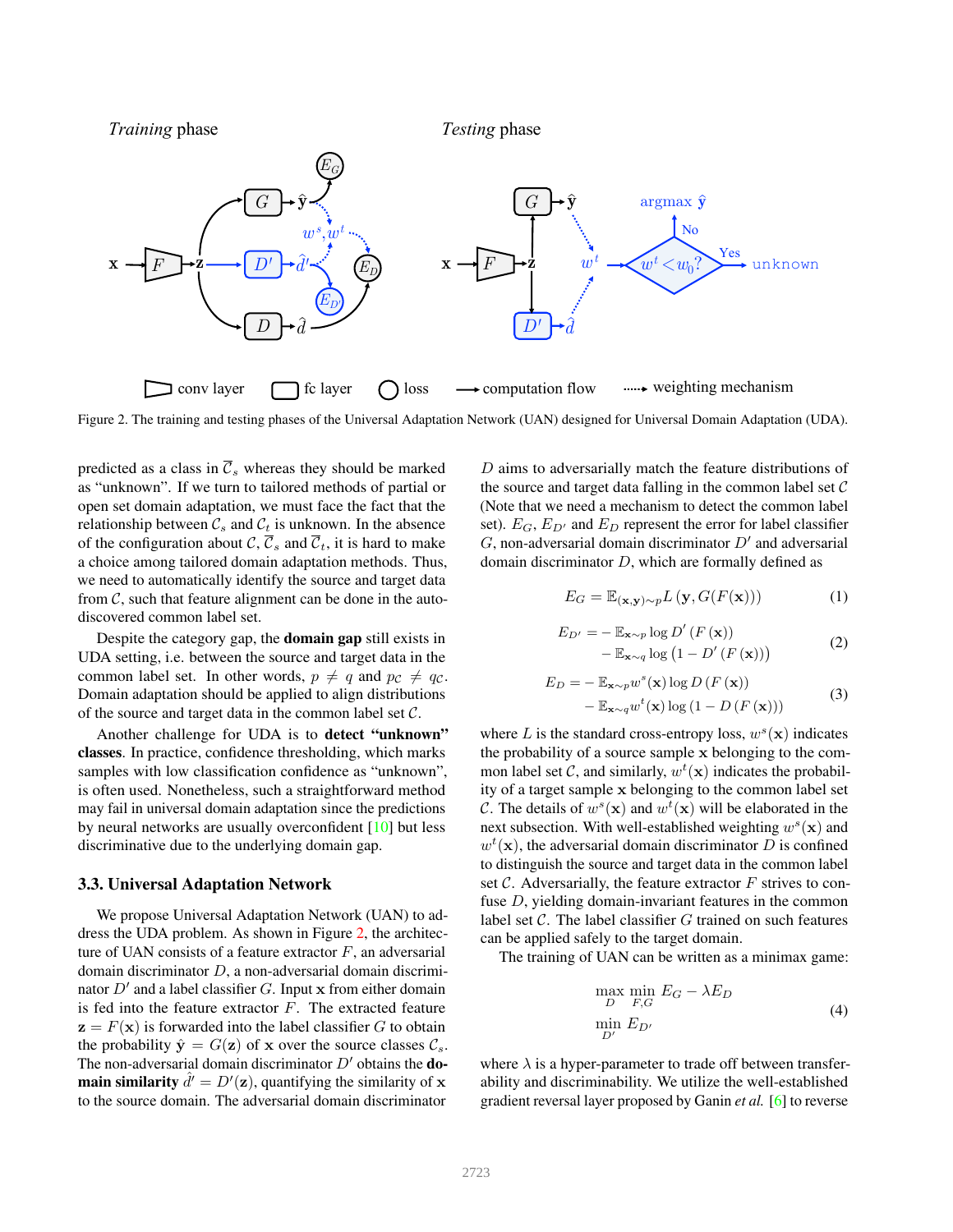Figure 2. The training and testing phases of the Universal Adaptation Network (UAN) designed for Universal Domain Adaptation (UDA).

predicted as a class in $\overline{\mathcal{C}}_s$ whereas they should be marked as "unknown". If we turn to tailored methods of partial or open set domain adaptation, we must face the fact that the relationship between $\mathcal{C}_s$ and $\mathcal{C}_t$ is unknown. In the absence of the configuration about $\mathcal{C}$, $\overline{\mathcal{C}}_s$ and $\overline{\mathcal{C}}_t$, it is hard to make a choice among tailored domain adaptation methods. Thus, we need to automatically identify the source and target data from $\mathcal{C}$, such that feature alignment can be done in the auto-discovered common label set.

Despite the category gap, the **domain gap** still exists in UDA setting, i.e. between the source and target data in the common label set. In other words, $p \neq q$ and $p_{\mathcal{C}} \neq q_{\mathcal{C}}$. Domain adaptation should be applied to align distributions of the source and target data in the common label set $\mathcal{C}$.

Another challenge for UDA is to **detect "unknown" classes**. In practice, confidence thresholding, which marks samples with low classification confidence as "unknown", is often used. Nonetheless, such a straightforward method may fail in universal domain adaptation since the predictions by neural networks are usually overconfident [10] but less discriminative due to the underlying domain gap.

### 3.3. Universal Adaptation Network

We propose Universal Adaptation Network (UAN) to address the UDA problem. As shown in Figure 2, the architecture of UAN consists of a feature extractor $F$, an adversarial domain discriminator $D$, a non-adversarial domain discriminator $D'$ and a label classifier $G$. Input $\mathbf{x}$ from either domain is fed into the feature extractor $F$. The extracted feature $\mathbf{z} = F(\mathbf{x})$ is forwarded into the label classifier $G$ to obtain the probability $\hat{\mathbf{y}} = G(\mathbf{z})$ of $\mathbf{x}$ over the source classes $\mathcal{C}_s$. The non-adversarial domain discriminator $D'$ obtains the **domain similarity** $\hat{d}' = D'(\mathbf{z})$, quantifying the similarity of $\mathbf{x}$ to the source domain. The adversarial domain discriminator $D$ aims to adversarially match the feature distributions of the source and target data falling in the common label set $\mathcal{C}$ (Note that we need a mechanism to detect the common label set). $E_G$, $E_{D'}$ and $E_D$ represent the error for label classifier $G$, non-adversarial domain discriminator $D'$ and adversarial domain discriminator $D$, which are formally defined as

$$E_G = \mathbb{E}_{(\mathbf{x},\mathbf{y})\sim p} L\left(\mathbf{y}, G(F(\mathbf{x}))\right) \tag{1}$$

$$\begin{aligned} E_{D'} = &- \mathbb{E}_{\mathbf{x}\sim p} \log D'\left(F\left(\mathbf{x}\right)\right) \\ &- \mathbb{E}_{\mathbf{x}\sim q} \log\left(1 - D'\left(F\left(\mathbf{x}\right)\right)\right) \end{aligned} \tag{2}$$

$$\begin{aligned} E_D = &- \mathbb{E}_{\mathbf{x}\sim p} w^s(\mathbf{x}) \log D\left(F\left(\mathbf{x}\right)\right) \\ &- \mathbb{E}_{\mathbf{x}\sim q} w^t(\mathbf{x}) \log\left(1 - D\left(F\left(\mathbf{x}\right)\right)\right) \end{aligned} \tag{3}$$

where $L$ is the standard cross-entropy loss, $w^s(\mathbf{x})$ indicates the probability of a source sample $\mathbf{x}$ belonging to the common label set $\mathcal{C}$, and similarly, $w^t(\mathbf{x})$ indicates the probability of a target sample $\mathbf{x}$ belonging to the common label set $\mathcal{C}$. The details of $w^s(\mathbf{x})$ and $w^t(\mathbf{x})$ will be elaborated in the next subsection. With well-established weighting $w^s(\mathbf{x})$ and $w^t(\mathbf{x})$, the adversarial domain discriminator $D$ is confined to distinguish the source and target data in the common label set $\mathcal{C}$. Adversarially, the feature extractor $F$ strives to confuse $D$, yielding domain-invariant features in the common label set $\mathcal{C}$. The label classifier $G$ trained on such features can be applied safely to the target domain.

The training of UAN can be written as a minimax game:

$$\begin{aligned} &\max_{D} \min_{F,G} E_G - \lambda E_D \\ &\min_{D'} E_{D'} \end{aligned} \tag{4}$$

where $\lambda$ is a hyper-parameter to trade off between transferability and discriminability. We utilize the well-established gradient reversal layer proposed by Ganin *et al.* [6] to reverse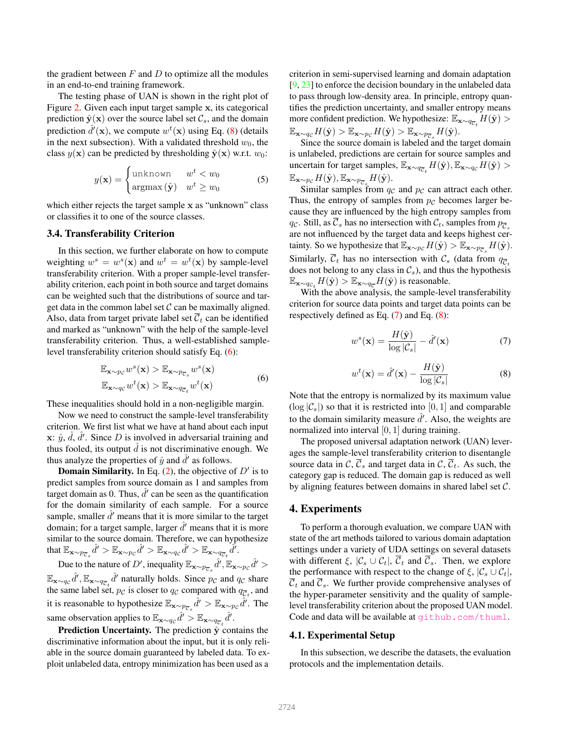the gradient between $F$ and $D$ to optimize all the modules in an end-to-end training framework.

The testing phase of UAN is shown in the right plot of Figure 2. Given each input target sample $\mathbf{x}$, its categorical prediction $\hat{\mathbf{y}}(\mathbf{x})$ over the source label set $\mathcal{C}_s$, and the domain prediction $\hat{d}'(\mathbf{x})$, we compute $w^t(\mathbf{x})$ using Eq. (8) (details in the next subsection). With a validated threshold $w_0$, the class $y(\mathbf{x})$ can be predicted by thresholding $\hat{\mathbf{y}}(\mathbf{x})$ w.r.t. $w_0$:

$$y(\mathbf{x}) = \begin{cases} \texttt{unknown} & w^t < w_0 \\ \operatorname{argmax}(\hat{\mathbf{y}}) & w^t \geq w_0 \end{cases} \tag{5}$$

which either rejects the target sample $\mathbf{x}$ as "unknown" class or classifies it to one of the source classes.

### 3.4. Transferability Criterion

In this section, we further elaborate on how to compute weighting $w^s = w^s(\mathbf{x})$ and $w^t = w^t(\mathbf{x})$ by sample-level transferability criterion. With a proper sample-level transferability criterion, each point in both source and target domains can be weighted such that the distributions of source and target data in the common label set $\mathcal{C}$ can be maximally aligned. Also, data from target private label set $\overline{\mathcal{C}}_t$ can be identified and marked as "unknown" with the help of the sample-level transferability criterion. Thus, a well-established sample-level transferability criterion should satisfy Eq. (6):

$$\begin{aligned} \mathbb{E}_{\mathbf{x}\sim p_{\mathcal{C}}} w^s(\mathbf{x}) &> \mathbb{E}_{\mathbf{x}\sim p_{\overline{\mathcal{C}}_s}} w^s(\mathbf{x}) \\ \mathbb{E}_{\mathbf{x}\sim q_{\mathcal{C}}} w^t(\mathbf{x}) &> \mathbb{E}_{\mathbf{x}\sim q_{\overline{\mathcal{C}}_t}} w^t(\mathbf{x}) \end{aligned} \tag{6}$$

These inequalities should hold in a non-negligible margin.

Now we need to construct the sample-level transferability criterion. We first list what we have at hand about each input $\mathbf{x}$: $\hat{y}$, $\hat{d}$, $\hat{d}'$. Since $D$ is involved in adversarial training and thus fooled, its output $\hat{d}$ is not discriminative enough. We thus analyze the properties of $\hat{y}$ and $\hat{d}'$ as follows.

**Domain Similarity.** In Eq. (2), the objective of $D'$ is to predict samples from source domain as 1 and samples from target domain as 0. Thus, $\hat{d}'$ can be seen as the quantification for the domain similarity of each sample. For a source sample, smaller $\hat{d}'$ means that it is more similar to the target domain; for a target sample, larger $\hat{d}'$ means that it is more similar to the source domain. Therefore, we can hypothesize that $\mathbb{E}_{\mathbf{x}\sim p_{\overline{\mathcal{C}}_s}} \hat{d}' > \mathbb{E}_{\mathbf{x}\sim p_{\mathcal{C}}} \hat{d}' > \mathbb{E}_{\mathbf{x}\sim q_{\mathcal{C}}} \hat{d}' > \mathbb{E}_{\mathbf{x}\sim q_{\overline{\mathcal{C}}_t}} \hat{d}'$.

Due to the nature of $D'$, inequality $\mathbb{E}_{\mathbf{x}\sim p_{\overline{\mathcal{C}}_s}} \hat{d}', \mathbb{E}_{\mathbf{x}\sim p_{\mathcal{C}}} \hat{d}' > \mathbb{E}_{\mathbf{x}\sim q_{\mathcal{C}}} \hat{d}', \mathbb{E}_{\mathbf{x}\sim q_{\overline{\mathcal{C}}_t}} \hat{d}'$ naturally holds. Since $p_{\mathcal{C}}$ and $q_{\mathcal{C}}$ share the same label set, $p_{\mathcal{C}}$ is closer to $q_{\mathcal{C}}$ compared with $q_{\overline{\mathcal{C}}_t}$, and it is reasonable to hypothesize $\mathbb{E}_{\mathbf{x}\sim p_{\overline{\mathcal{C}}_s}} \hat{d}' > \mathbb{E}_{\mathbf{x}\sim p_{\mathcal{C}}} \hat{d}'$. The same observation applies to $\mathbb{E}_{\mathbf{x}\sim q_{\mathcal{C}}} \hat{d}' > \mathbb{E}_{\mathbf{x}\sim q_{\overline{\mathcal{C}}_t}} \hat{d}'$.

**Prediction Uncertainty.** The prediction $\hat{\mathbf{y}}$ contains the discriminative information about the input, but it is only reliable in the source domain guaranteed by labeled data. To exploit unlabeled data, entropy minimization has been used as a criterion in semi-supervised learning and domain adaptation [9, 23] to enforce the decision boundary in the unlabeled data to pass through low-density area. In principle, entropy quantifies the prediction uncertainty, and smaller entropy means more confident prediction. We hypothesize: $\mathbb{E}_{\mathbf{x}\sim q_{\overline{\mathcal{C}}_t}} H(\hat{\mathbf{y}}) > \mathbb{E}_{\mathbf{x}\sim q_{\mathcal{C}}} H(\hat{\mathbf{y}}) > \mathbb{E}_{\mathbf{x}\sim p_{\mathcal{C}}} H(\hat{\mathbf{y}}) > \mathbb{E}_{\mathbf{x}\sim p_{\overline{\mathcal{C}}_s}} H(\hat{\mathbf{y}})$.

Since the source domain is labeled and the target domain is unlabeled, predictions are certain for source samples and uncertain for target samples, $\mathbb{E}_{\mathbf{x}\sim q_{\overline{\mathcal{C}}_t}} H(\hat{\mathbf{y}}), \mathbb{E}_{\mathbf{x}\sim q_{\mathcal{C}}} H(\hat{\mathbf{y}}) > \mathbb{E}_{\mathbf{x}\sim p_{\mathcal{C}}} H(\hat{\mathbf{y}}), \mathbb{E}_{\mathbf{x}\sim p_{\overline{\mathcal{C}}_s}} H(\hat{\mathbf{y}})$.

Similar samples from $q_{\mathcal{C}}$ and $p_{\mathcal{C}}$ can attract each other. Thus, the entropy of samples from $p_{\mathcal{C}}$ becomes larger because they are influenced by the high entropy samples from $q_{\mathcal{C}}$. Still, as $\overline{\mathcal{C}}_s$ has no intersection with $\mathcal{C}_t$, samples from $p_{\overline{\mathcal{C}}_s}$ are not influenced by the target data and keeps highest certainty. So we hypothesize that $\mathbb{E}_{\mathbf{x}\sim p_{\mathcal{C}}} H(\hat{\mathbf{y}}) > \mathbb{E}_{\mathbf{x}\sim p_{\overline{\mathcal{C}}_s}} H(\hat{\mathbf{y}})$. Similarly, $\overline{\mathcal{C}}_t$ has no intersection with $\mathcal{C}_s$ (data from $q_{\overline{\mathcal{C}}_t}$ does not belong to any class in $\mathcal{C}_s$), and thus the hypothesis $\mathbb{E}_{\mathbf{x}\sim q_{\overline{\mathcal{C}}_t}} H(\hat{\mathbf{y}}) > \mathbb{E}_{\mathbf{x}\sim q_{\mathcal{C}}} H(\hat{\mathbf{y}})$ is reasonable.

With the above analysis, the sample-level transferability criterion for source data points and target data points can be respectively defined as Eq. (7) and Eq. (8):

$$w^s(\mathbf{x}) = \frac{H(\hat{\mathbf{y}})}{\log |\mathcal{C}_s|} - \hat{d}'(\mathbf{x}) \tag{7}$$

$$w^t(\mathbf{x}) = \hat{d}'(\mathbf{x}) - \frac{H(\hat{\mathbf{y}})}{\log |\mathcal{C}_s|} \tag{8}$$

Note that the entropy is normalized by its maximum value ($\log |\mathcal{C}_s|$) so that it is restricted into $[0, 1]$ and comparable to the domain similarity measure $\hat{d}'$. Also, the weights are normalized into interval $[0, 1]$ during training.

The proposed universal adaptation network (UAN) leverages the sample-level transferability criterion to disentangle source data in $\mathcal{C}$, $\overline{\mathcal{C}}_s$ and target data in $\mathcal{C}$, $\overline{\mathcal{C}}_t$. As such, the category gap is reduced. The domain gap is reduced as well by aligning features between domains in shared label set $\mathcal{C}$.

## 4. Experiments

To perform a thorough evaluation, we compare UAN with state of the art methods tailored to various domain adaptation settings under a variety of UDA settings on several datasets with different $\xi$, $|\mathcal{C}_s \cup \mathcal{C}_t|$, $\overline{\mathcal{C}}_t$ and $\overline{\mathcal{C}}_s$. Then, we explore the performance with respect to the change of $\xi$, $|\mathcal{C}_s \cup \mathcal{C}_t|$, $\overline{\mathcal{C}}_t$ and $\overline{\mathcal{C}}_s$. We further provide comprehensive analyses of the hyper-parameter sensitivity and the quality of sample-level transferability criterion about the proposed UAN model. Code and data will be available at github.com/thuml.

### 4.1. Experimental Setup

In this subsection, we describe the datasets, the evaluation protocols and the implementation details.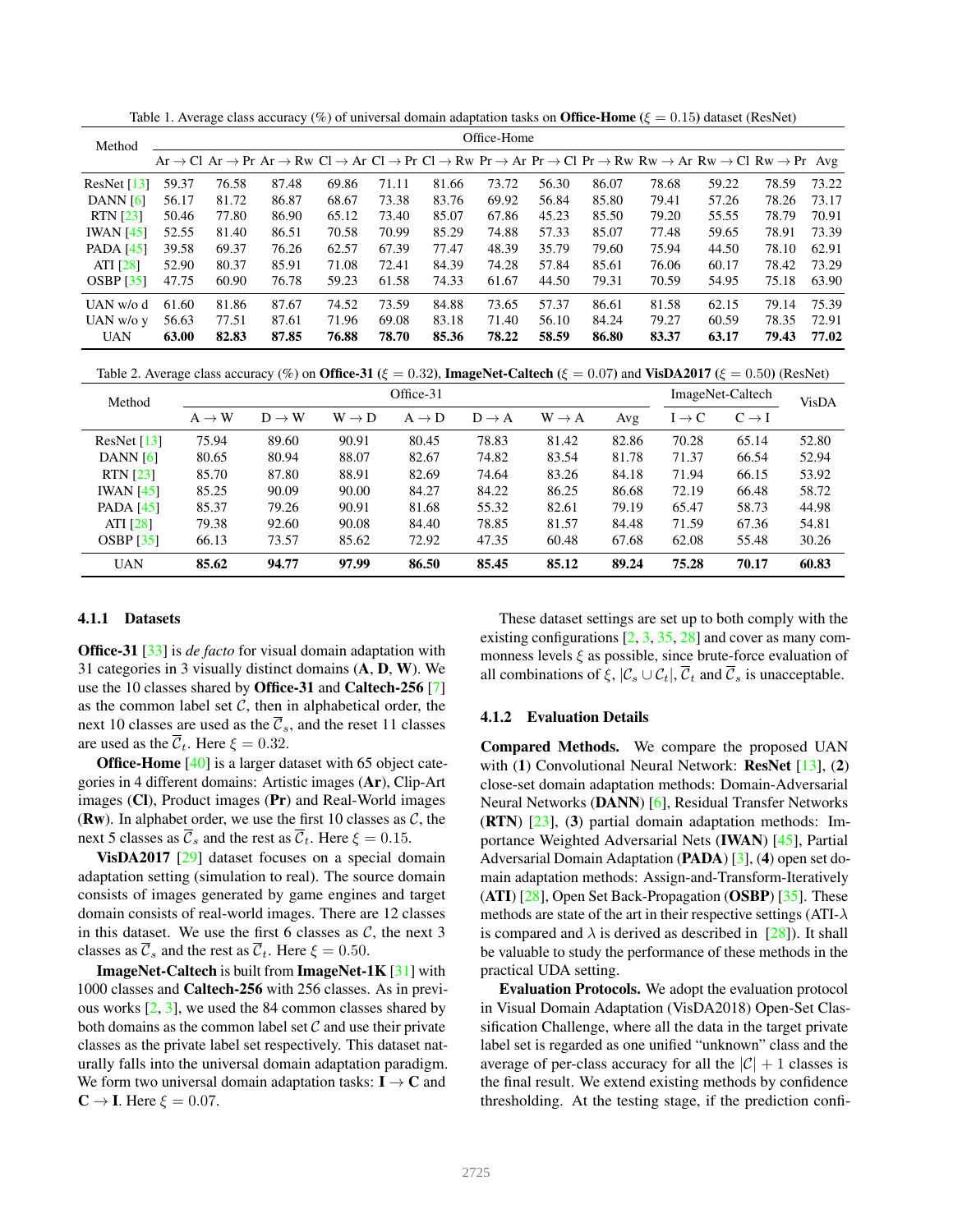Table 1. Average class accuracy (%) of universal domain adaptation tasks on **Office-Home** ($\xi = 0.15$) dataset (ResNet)

| Method | Office-Home | | | | | | | | | | | | |
|---|---|---|---|---|---|---|---|---|---|---|---|---|---|
| | Ar → Cl | Ar → Pr | Ar → Rw | Cl → Ar | Cl → Pr | Cl → Rw | Pr → Ar | Pr → Cl | Pr → Rw | Rw → Ar | Rw → Cl | Rw → Pr | Avg |
| ResNet [13] | 59.37 | 76.58 | 87.48 | 69.86 | 71.11 | 81.66 | 73.72 | 56.30 | 86.07 | 78.68 | 59.22 | 78.59 | 73.22 |
| DANN [6] | 56.17 | 81.72 | 86.87 | 68.67 | 73.38 | 83.76 | 69.92 | 56.84 | 85.80 | 79.41 | 57.26 | 78.26 | 73.17 |
| RTN [23] | 50.46 | 77.80 | 86.90 | 65.12 | 73.40 | 85.07 | 67.86 | 45.23 | 85.50 | 79.20 | 55.55 | 78.79 | 70.91 |
| IWAN [45] | 52.55 | 81.40 | 86.51 | 70.58 | 70.99 | 85.29 | 74.88 | 57.33 | 85.07 | 77.48 | 59.65 | 78.91 | 73.39 |
| PADA [45] | 39.58 | 69.37 | 76.26 | 62.57 | 67.39 | 77.47 | 48.39 | 35.79 | 79.60 | 75.94 | 44.50 | 78.10 | 62.91 |
| ATI [28] | 52.90 | 80.37 | 85.91 | 71.08 | 72.41 | 84.39 | 74.28 | 57.84 | 85.61 | 76.06 | 60.17 | 78.42 | 73.29 |
| OSBP [35] | 47.75 | 60.90 | 76.78 | 59.23 | 61.58 | 74.33 | 61.67 | 44.50 | 79.31 | 70.59 | 54.95 | 75.18 | 63.90 |
| UAN w/o d | 61.60 | 81.86 | 87.67 | 74.52 | 73.59 | 84.88 | 73.65 | 57.37 | 86.61 | 81.58 | 62.15 | 79.14 | 75.39 |
| UAN w/o y | 56.63 | 77.51 | 87.61 | 71.96 | 69.08 | 83.18 | 71.40 | 56.10 | 84.24 | 79.27 | 60.59 | 78.35 | 72.91 |
| UAN | **63.00** | **82.83** | **87.85** | **76.88** | **78.70** | **85.36** | **78.22** | **58.59** | **86.80** | **83.37** | **63.17** | **79.43** | **77.02** |

Table 2. Average class accuracy (%) on **Office-31** ($\xi = 0.32$), **ImageNet-Caltech** ($\xi = 0.07$) and **VisDA2017** ($\xi = 0.50$) (ResNet)

| Method | Office-31 | | | | | | | ImageNet-Caltech | | VisDA |
|---|---|---|---|---|---|---|---|---|---|---|
| | A → W | D → W | W → D | A → D | D → A | W → A | Avg | I → C | C → I | |
| ResNet [13] | 75.94 | 89.60 | 90.91 | 80.45 | 78.83 | 81.42 | 82.86 | 70.28 | 65.14 | 52.80 |
| DANN [6] | 80.65 | 80.94 | 88.07 | 82.67 | 74.82 | 83.54 | 81.78 | 71.37 | 66.54 | 52.94 |
| RTN [23] | 85.70 | 87.80 | 88.91 | 82.69 | 74.64 | 83.26 | 84.18 | 71.94 | 66.15 | 53.92 |
| IWAN [45] | 85.25 | 90.09 | 90.00 | 84.27 | 84.22 | 86.25 | 86.68 | 72.19 | 66.48 | 58.72 |
| PADA [45] | 85.37 | 79.26 | 90.91 | 81.68 | 55.32 | 82.61 | 79.19 | 65.47 | 58.73 | 44.98 |
| ATI [28] | 79.38 | 92.60 | 90.08 | 84.40 | 78.85 | 81.57 | 84.48 | 71.59 | 67.36 | 54.81 |
| OSBP [35] | 66.13 | 73.57 | 85.62 | 72.92 | 47.35 | 60.48 | 67.68 | 62.08 | 55.48 | 30.26 |
| UAN | **85.62** | **94.77** | **97.99** | **86.50** | **85.45** | **85.12** | **89.24** | **75.28** | **70.17** | **60.83** |

#### 4.1.1 Datasets

**Office-31** [33] is *de facto* for visual domain adaptation with 31 categories in 3 visually distinct domains (**A**, **D**, **W**). We use the 10 classes shared by **Office-31** and **Caltech-256** [7] as the common label set $\mathcal{C}$, then in alphabetical order, the next 10 classes are used as the $\overline{\mathcal{C}}_s$, and the reset 11 classes are used as the $\overline{\mathcal{C}}_t$. Here $\xi = 0.32$.

**Office-Home** [40] is a larger dataset with 65 object categories in 4 different domains: Artistic images (**Ar**), Clip-Art images (**Cl**), Product images (**Pr**) and Real-World images (**Rw**). In alphabet order, we use the first 10 classes as $\mathcal{C}$, the next 5 classes as $\overline{\mathcal{C}}_s$ and the rest as $\overline{\mathcal{C}}_t$. Here $\xi = 0.15$.

**VisDA2017** [29] dataset focuses on a special domain adaptation setting (simulation to real). The source domain consists of images generated by game engines and target domain consists of real-world images. There are 12 classes in this dataset. We use the first 6 classes as $\mathcal{C}$, the next 3 classes as $\overline{\mathcal{C}}_s$ and the rest as $\overline{\mathcal{C}}_t$. Here $\xi = 0.50$.

**ImageNet-Caltech** is built from **ImageNet-1K** [31] with 1000 classes and **Caltech-256** with 256 classes. As in previous works [2, 3], we used the 84 common classes shared by both domains as the common label set $\mathcal{C}$ and use their private classes as the private label set respectively. This dataset naturally falls into the universal domain adaptation paradigm. We form two universal domain adaptation tasks: **I** → **C** and **C** → **I**. Here $\xi = 0.07$.

These dataset settings are set up to both comply with the existing configurations [2, 3, 35, 28] and cover as many commonness levels $\xi$ as possible, since brute-force evaluation of all combinations of $\xi$, $|\mathcal{C}_s \cup \mathcal{C}_t|$, $\overline{\mathcal{C}}_t$ and $\overline{\mathcal{C}}_s$ is unacceptable.

#### 4.1.2 Evaluation Details

**Compared Methods.** We compare the proposed UAN with (**1**) Convolutional Neural Network: **ResNet** [13], (**2**) close-set domain adaptation methods: Domain-Adversarial Neural Networks (**DANN**) [6], Residual Transfer Networks (**RTN**) [23], (**3**) partial domain adaptation methods: Importance Weighted Adversarial Nets (**IWAN**) [45], Partial Adversarial Domain Adaptation (**PADA**) [3], (**4**) open set domain adaptation methods: Assign-and-Transform-Iteratively (**ATI**) [28], Open Set Back-Propagation (**OSBP**) [35]. These methods are state of the art in their respective settings (ATI-$\lambda$ is compared and $\lambda$ is derived as described in [28]). It shall be valuable to study the performance of these methods in the practical UDA setting.

**Evaluation Protocols.** We adopt the evaluation protocol in Visual Domain Adaptation (VisDA2018) Open-Set Classification Challenge, where all the data in the target private label set is regarded as one unified "unknown" class and the average of per-class accuracy for all the $|\mathcal{C}| + 1$ classes is the final result. We extend existing methods by confidence thresholding. At the testing stage, if the prediction confi-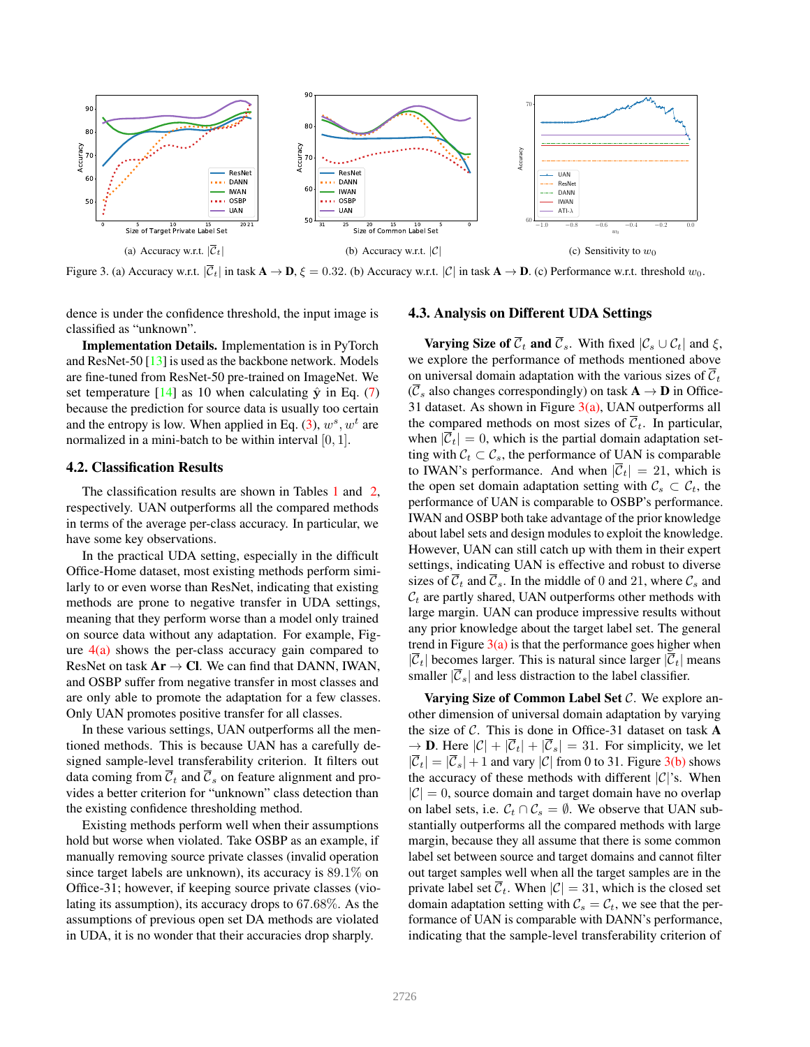(a) Accuracy w.r.t. $|\overline{\mathcal{C}}_t|$

(b) Accuracy w.r.t. $|\mathcal{C}|$

(c) Sensitivity to $w_0$

Figure 3. (a) Accuracy w.r.t. $|\overline{\mathcal{C}}_t|$ in task **A** → **D**, $\xi = 0.32$. (b) Accuracy w.r.t. $|\mathcal{C}|$ in task **A** → **D**. (c) Performance w.r.t. threshold $w_0$.

dence is under the confidence threshold, the input image is classified as "unknown".

**Implementation Details.** Implementation is in PyTorch and ResNet-50 [13] is used as the backbone network. Models are fine-tuned from ResNet-50 pre-trained on ImageNet. We set temperature [14] as 10 when calculating $\hat{\mathbf{y}}$ in Eq. (7) because the prediction for source data is usually too certain and the entropy is low. When applied in Eq. (3), $w^s$, $w^t$ are normalized in a mini-batch to be within interval $[0, 1]$.

## 4.2. Classification Results

The classification results are shown in Tables 1 and 2, respectively. UAN outperforms all the compared methods in terms of the average per-class accuracy. In particular, we have some key observations.

In the practical UDA setting, especially in the difficult Office-Home dataset, most existing methods perform similarly to or even worse than ResNet, indicating that existing methods are prone to negative transfer in UDA settings, meaning that they perform worse than a model only trained on source data without any adaptation. For example, Figure 4(a) shows the per-class accuracy gain compared to ResNet on task **Ar** → **Cl**. We can find that DANN, IWAN, and OSBP suffer from negative transfer in most classes and are only able to promote the adaptation for a few classes. Only UAN promotes positive transfer for all classes.

In these various settings, UAN outperforms all the mentioned methods. This is because UAN has a carefully designed sample-level transferability criterion. It filters out data coming from $\overline{\mathcal{C}}_t$ and $\overline{\mathcal{C}}_s$ on feature alignment and provides a better criterion for "unknown" class detection than the existing confidence thresholding method.

Existing methods perform well when their assumptions hold but worse when violated. Take OSBP as an example, if manually removing source private classes (invalid operation since target labels are unknown), its accuracy is 89.1% on Office-31; however, if keeping source private classes (violating its assumption), its accuracy drops to 67.68%. As the assumptions of previous open set DA methods are violated in UDA, it is no wonder that their accuracies drop sharply.

## 4.3. Analysis on Different UDA Settings

**Varying Size of $\overline{\mathcal{C}}_t$ and $\overline{\mathcal{C}}_s$.** With fixed $|\mathcal{C}_s \cup \mathcal{C}_t|$ and $\xi$, we explore the performance of methods mentioned above on universal domain adaptation with the various sizes of $\overline{\mathcal{C}}_t$ ($\overline{\mathcal{C}}_s$ also changes correspondingly) on task **A** → **D** in Office-31 dataset. As shown in Figure 3(a), UAN outperforms all the compared methods on most sizes of $\overline{\mathcal{C}}_t$. In particular, when $|\overline{\mathcal{C}}_t| = 0$, which is the partial domain adaptation setting with $\mathcal{C}_t \subset \mathcal{C}_s$, the performance of UAN is comparable to IWAN's performance. And when $|\overline{\mathcal{C}}_t| = 21$, which is the open set domain adaptation setting with $\mathcal{C}_s \subset \mathcal{C}_t$, the performance of UAN is comparable to OSBP's performance. IWAN and OSBP both take advantage of the prior knowledge about label sets and design modules to exploit the knowledge. However, UAN can still catch up with them in their expert settings, indicating UAN is effective and robust to diverse sizes of $\overline{\mathcal{C}}_t$ and $\overline{\mathcal{C}}_s$. In the middle of 0 and 21, where $\mathcal{C}_s$ and $\mathcal{C}_t$ are partly shared, UAN outperforms other methods with large margin. UAN can produce impressive results without any prior knowledge about the target label set. The general trend in Figure 3(a) is that the performance goes higher when $|\overline{\mathcal{C}}_t|$ becomes larger. This is natural since larger $|\overline{\mathcal{C}}_t|$ means smaller $|\overline{\mathcal{C}}_s|$ and less distraction to the label classifier.

**Varying Size of Common Label Set $\mathcal{C}$.** We explore another dimension of universal domain adaptation by varying the size of $\mathcal{C}$. This is done in Office-31 dataset on task **A** → **D**. Here $|\mathcal{C}| + |\overline{\mathcal{C}}_t| + |\overline{\mathcal{C}}_s| = 31$. For simplicity, we let $|\overline{\mathcal{C}}_t| = |\overline{\mathcal{C}}_s| + 1$ and vary $|\mathcal{C}|$ from 0 to 31. Figure 3(b) shows the accuracy of these methods with different $|\mathcal{C}|$'s. When $|\mathcal{C}| = 0$, source domain and target domain have no overlap on label sets, i.e. $\mathcal{C}_t \cap \mathcal{C}_s = \emptyset$. We observe that UAN substantially outperforms all the compared methods with large margin, because they all assume that there is some common label set between source and target domains and cannot filter out target samples well when all the target samples are in the private label set $\overline{\mathcal{C}}_t$. When $|\mathcal{C}| = 31$, which is the closed set domain adaptation setting with $\mathcal{C}_s = \mathcal{C}_t$, we see that the performance of UAN is comparable with DANN's performance, indicating that the sample-level transferability criterion of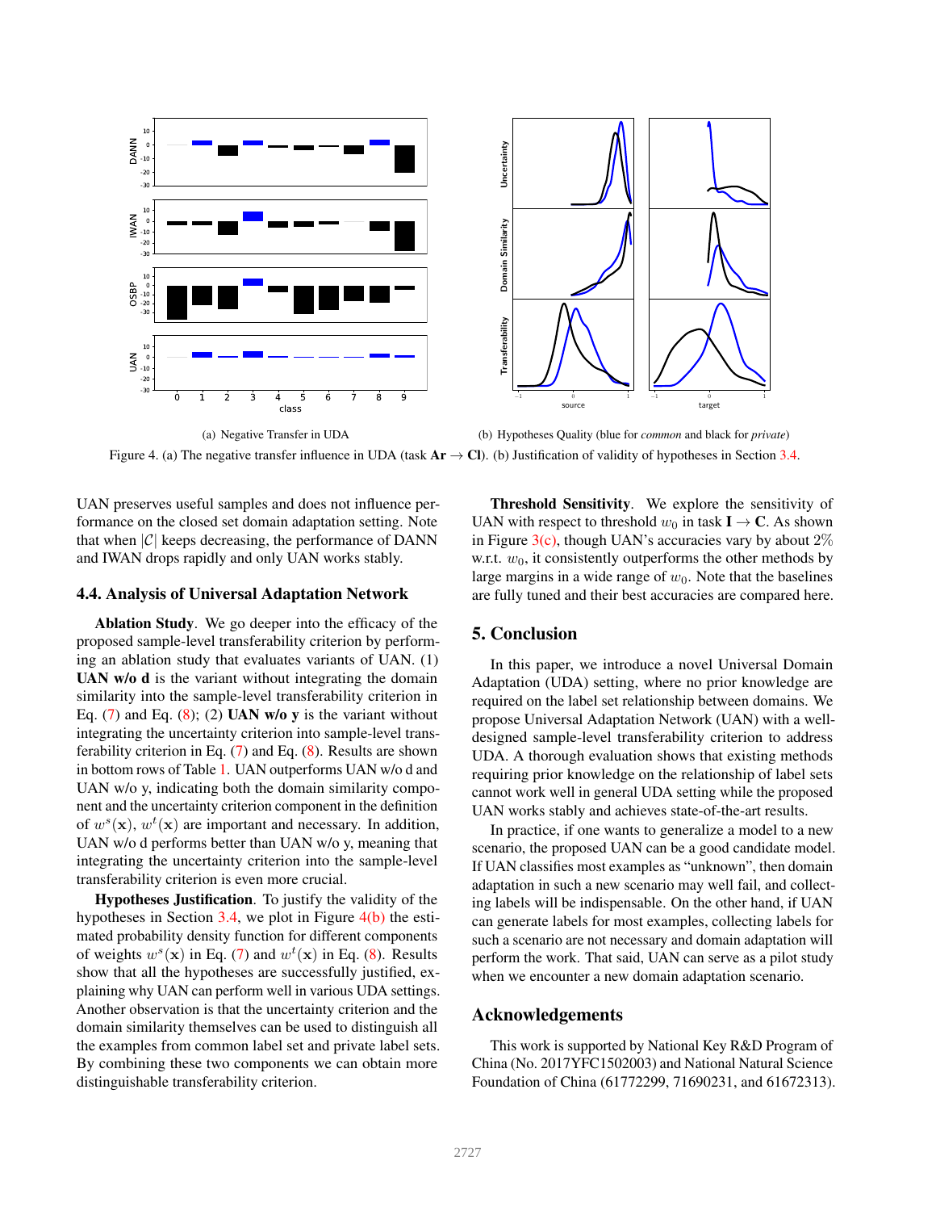(a) Negative Transfer in UDA

(b) Hypotheses Quality (blue for *common* and black for *private*)

Figure 4. (a) The negative transfer influence in UDA (task **Ar** → **Cl**). (b) Justification of validity of hypotheses in Section 3.4.

UAN preserves useful samples and does not influence performance on the closed set domain adaptation setting. Note that when $|\mathcal{C}|$ keeps decreasing, the performance of DANN and IWAN drops rapidly and only UAN works stably.

### 4.4. Analysis of Universal Adaptation Network

**Ablation Study**. We go deeper into the efficacy of the proposed sample-level transferability criterion by performing an ablation study that evaluates variants of UAN. (1) **UAN w/o d** is the variant without integrating the domain similarity into the sample-level transferability criterion in Eq. (7) and Eq. (8); (2) **UAN w/o y** is the variant without integrating the uncertainty criterion into sample-level transferability criterion in Eq. (7) and Eq. (8). Results are shown in bottom rows of Table 1. UAN outperforms UAN w/o d and UAN w/o y, indicating both the domain similarity component and the uncertainty criterion component in the definition of $w^s(\mathbf{x})$, $w^t(\mathbf{x})$ are important and necessary. In addition, UAN w/o d performs better than UAN w/o y, meaning that integrating the uncertainty criterion into the sample-level transferability criterion is even more crucial.

**Hypotheses Justification**. To justify the validity of the hypotheses in Section 3.4, we plot in Figure 4(b) the estimated probability density function for different components of weights $w^s(\mathbf{x})$ in Eq. (7) and $w^t(\mathbf{x})$ in Eq. (8). Results show that all the hypotheses are successfully justified, explaining why UAN can perform well in various UDA settings. Another observation is that the uncertainty criterion and the domain similarity themselves can be used to distinguish all the examples from common label set and private label sets. By combining these two components we can obtain more distinguishable transferability criterion.

**Threshold Sensitivity**. We explore the sensitivity of UAN with respect to threshold $w_0$ in task **I** → **C**. As shown in Figure 3(c), though UAN's accuracies vary by about 2% w.r.t. $w_0$, it consistently outperforms the other methods by large margins in a wide range of $w_0$. Note that the baselines are fully tuned and their best accuracies are compared here.

## 5. Conclusion

In this paper, we introduce a novel Universal Domain Adaptation (UDA) setting, where no prior knowledge are required on the label set relationship between domains. We propose Universal Adaptation Network (UAN) with a well-designed sample-level transferability criterion to address UDA. A thorough evaluation shows that existing methods requiring prior knowledge on the relationship of label sets cannot work well in general UDA setting while the proposed UAN works stably and achieves state-of-the-art results.

In practice, if one wants to generalize a model to a new scenario, the proposed UAN can be a good candidate model. If UAN classifies most examples as "unknown", then domain adaptation in such a new scenario may well fail, and collecting labels will be indispensable. On the other hand, if UAN can generate labels for most examples, collecting labels for such a scenario are not necessary and domain adaptation will perform the work. That said, UAN can serve as a pilot study when we encounter a new domain adaptation scenario.

## Acknowledgements

This work is supported by National Key R&D Program of China (No. 2017YFC1502003) and National Natural Science Foundation of China (61772299, 71690231, and 61672313).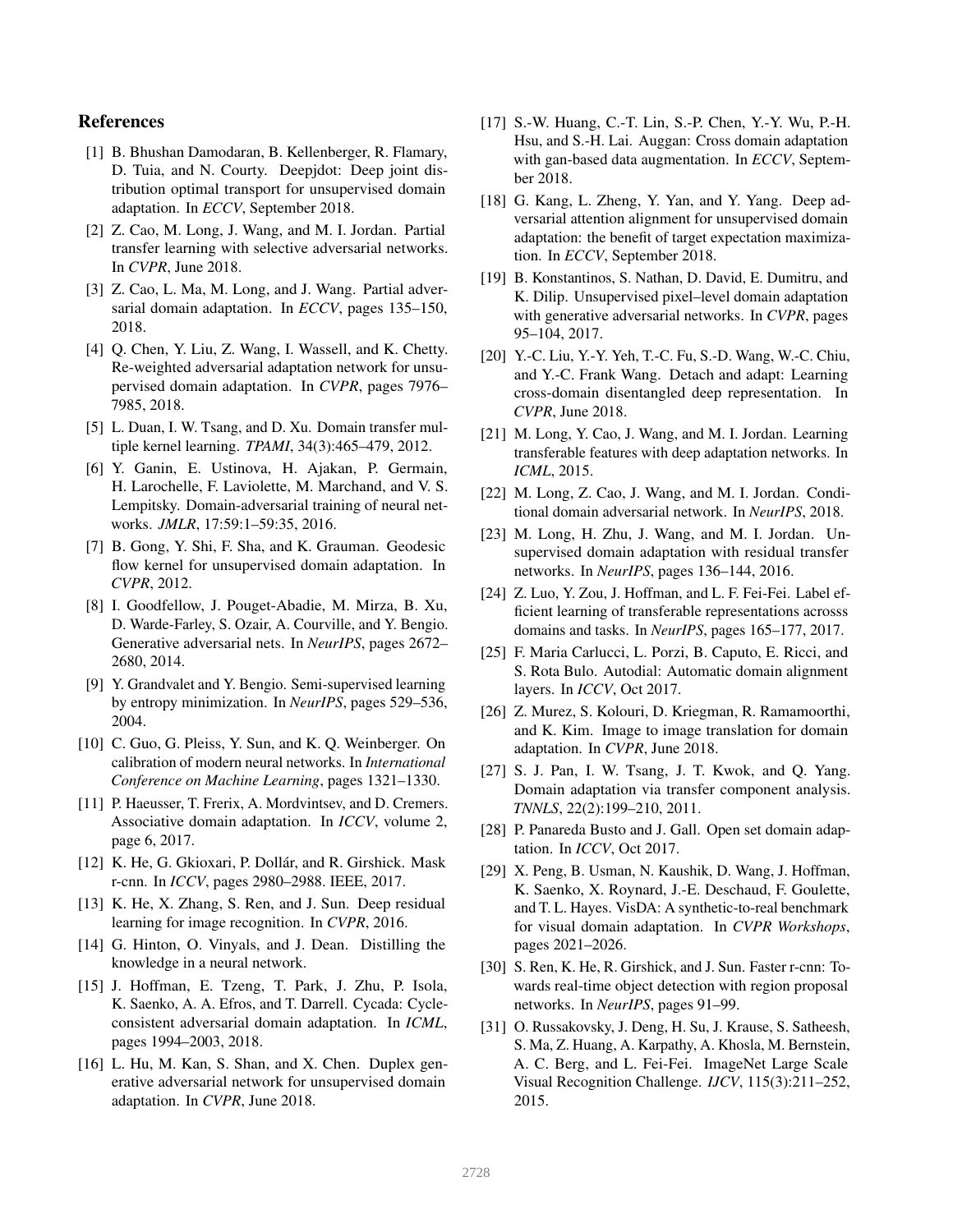## References

[1] B. Bhushan Damodaran, B. Kellenberger, R. Flamary, D. Tuia, and N. Courty. Deepjdot: Deep joint distribution optimal transport for unsupervised domain adaptation. In *ECCV*, September 2018.

[2] Z. Cao, M. Long, J. Wang, and M. I. Jordan. Partial transfer learning with selective adversarial networks. In *CVPR*, June 2018.

[3] Z. Cao, L. Ma, M. Long, and J. Wang. Partial adversarial domain adaptation. In *ECCV*, pages 135–150, 2018.

[4] Q. Chen, Y. Liu, Z. Wang, I. Wassell, and K. Chetty. Re-weighted adversarial adaptation network for unsupervised domain adaptation. In *CVPR*, pages 7976–7985, 2018.

[5] L. Duan, I. W. Tsang, and D. Xu. Domain transfer multiple kernel learning. *TPAMI*, 34(3):465–479, 2012.

[6] Y. Ganin, E. Ustinova, H. Ajakan, P. Germain, H. Larochelle, F. Laviolette, M. Marchand, and V. S. Lempitsky. Domain-adversarial training of neural networks. *JMLR*, 17:59:1–59:35, 2016.

[7] B. Gong, Y. Shi, F. Sha, and K. Grauman. Geodesic flow kernel for unsupervised domain adaptation. In *CVPR*, 2012.

[8] I. Goodfellow, J. Pouget-Abadie, M. Mirza, B. Xu, D. Warde-Farley, S. Ozair, A. Courville, and Y. Bengio. Generative adversarial nets. In *NeurIPS*, pages 2672–2680, 2014.

[9] Y. Grandvalet and Y. Bengio. Semi-supervised learning by entropy minimization. In *NeurIPS*, pages 529–536, 2004.

[10] C. Guo, G. Pleiss, Y. Sun, and K. Q. Weinberger. On calibration of modern neural networks. In *International Conference on Machine Learning*, pages 1321–1330.

[11] P. Haeusser, T. Frerix, A. Mordvintsev, and D. Cremers. Associative domain adaptation. In *ICCV*, volume 2, page 6, 2017.

[12] K. He, G. Gkioxari, P. Dollár, and R. Girshick. Mask r-cnn. In *ICCV*, pages 2980–2988. IEEE, 2017.

[13] K. He, X. Zhang, S. Ren, and J. Sun. Deep residual learning for image recognition. In *CVPR*, 2016.

[14] G. Hinton, O. Vinyals, and J. Dean. Distilling the knowledge in a neural network.

[15] J. Hoffman, E. Tzeng, T. Park, J. Zhu, P. Isola, K. Saenko, A. A. Efros, and T. Darrell. Cycada: Cycle-consistent adversarial domain adaptation. In *ICML*, pages 1994–2003, 2018.

[16] L. Hu, M. Kan, S. Shan, and X. Chen. Duplex generative adversarial network for unsupervised domain adaptation. In *CVPR*, June 2018.

[17] S.-W. Huang, C.-T. Lin, S.-P. Chen, Y.-Y. Wu, P.-H. Hsu, and S.-H. Lai. Auggan: Cross domain adaptation with gan-based data augmentation. In *ECCV*, September 2018.

[18] G. Kang, L. Zheng, Y. Yan, and Y. Yang. Deep adversarial attention alignment for unsupervised domain adaptation: the benefit of target expectation maximization. In *ECCV*, September 2018.

[19] B. Konstantinos, S. Nathan, D. David, E. Dumitru, and K. Dilip. Unsupervised pixel–level domain adaptation with generative adversarial networks. In *CVPR*, pages 95–104, 2017.

[20] Y.-C. Liu, Y.-Y. Yeh, T.-C. Fu, S.-D. Wang, W.-C. Chiu, and Y.-C. Frank Wang. Detach and adapt: Learning cross-domain disentangled deep representation. In *CVPR*, June 2018.

[21] M. Long, Y. Cao, J. Wang, and M. I. Jordan. Learning transferable features with deep adaptation networks. In *ICML*, 2015.

[22] M. Long, Z. Cao, J. Wang, and M. I. Jordan. Conditional domain adversarial network. In *NeurIPS*, 2018.

[23] M. Long, H. Zhu, J. Wang, and M. I. Jordan. Unsupervised domain adaptation with residual transfer networks. In *NeurIPS*, pages 136–144, 2016.

[24] Z. Luo, Y. Zou, J. Hoffman, and L. F. Fei-Fei. Label efficient learning of transferable representations acrosss domains and tasks. In *NeurIPS*, pages 165–177, 2017.

[25] F. Maria Carlucci, L. Porzi, B. Caputo, E. Ricci, and S. Rota Bulo. Autodial: Automatic domain alignment layers. In *ICCV*, Oct 2017.

[26] Z. Murez, S. Kolouri, D. Kriegman, R. Ramamoorthi, and K. Kim. Image to image translation for domain adaptation. In *CVPR*, June 2018.

[27] S. J. Pan, I. W. Tsang, J. T. Kwok, and Q. Yang. Domain adaptation via transfer component analysis. *TNNLS*, 22(2):199–210, 2011.

[28] P. Panareda Busto and J. Gall. Open set domain adaptation. In *ICCV*, Oct 2017.

[29] X. Peng, B. Usman, N. Kaushik, D. Wang, J. Hoffman, K. Saenko, X. Roynard, J.-E. Deschaud, F. Goulette, and T. L. Hayes. VisDA: A synthetic-to-real benchmark for visual domain adaptation. In *CVPR Workshops*, pages 2021–2026.

[30] S. Ren, K. He, R. Girshick, and J. Sun. Faster r-cnn: Towards real-time object detection with region proposal networks. In *NeurIPS*, pages 91–99.

[31] O. Russakovsky, J. Deng, H. Su, J. Krause, S. Satheesh, S. Ma, Z. Huang, A. Karpathy, A. Khosla, M. Bernstein, A. C. Berg, and L. Fei-Fei. ImageNet Large Scale Visual Recognition Challenge. *IJCV*, 115(3):211–252, 2015.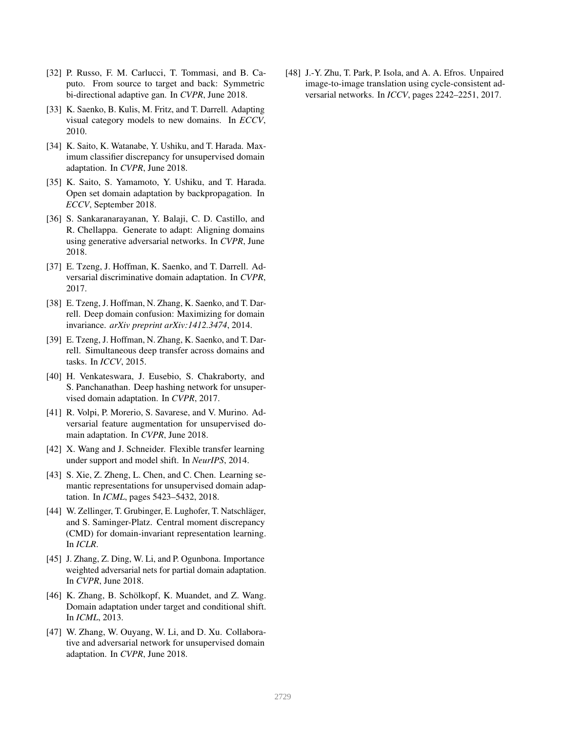[32] P. Russo, F. M. Carlucci, T. Tommasi, and B. Caputo. From source to target and back: Symmetric bi-directional adaptive gan. In *CVPR*, June 2018.

[33] K. Saenko, B. Kulis, M. Fritz, and T. Darrell. Adapting visual category models to new domains. In *ECCV*, 2010.

[34] K. Saito, K. Watanabe, Y. Ushiku, and T. Harada. Maximum classifier discrepancy for unsupervised domain adaptation. In *CVPR*, June 2018.

[35] K. Saito, S. Yamamoto, Y. Ushiku, and T. Harada. Open set domain adaptation by backpropagation. In *ECCV*, September 2018.

[36] S. Sankaranarayanan, Y. Balaji, C. D. Castillo, and R. Chellappa. Generate to adapt: Aligning domains using generative adversarial networks. In *CVPR*, June 2018.

[37] E. Tzeng, J. Hoffman, K. Saenko, and T. Darrell. Adversarial discriminative domain adaptation. In *CVPR*, 2017.

[38] E. Tzeng, J. Hoffman, N. Zhang, K. Saenko, and T. Darrell. Deep domain confusion: Maximizing for domain invariance. *arXiv preprint arXiv:1412.3474*, 2014.

[39] E. Tzeng, J. Hoffman, N. Zhang, K. Saenko, and T. Darrell. Simultaneous deep transfer across domains and tasks. In *ICCV*, 2015.

[40] H. Venkateswara, J. Eusebio, S. Chakraborty, and S. Panchanathan. Deep hashing network for unsupervised domain adaptation. In *CVPR*, 2017.

[41] R. Volpi, P. Morerio, S. Savarese, and V. Murino. Adversarial feature augmentation for unsupervised domain adaptation. In *CVPR*, June 2018.

[42] X. Wang and J. Schneider. Flexible transfer learning under support and model shift. In *NeurIPS*, 2014.

[43] S. Xie, Z. Zheng, L. Chen, and C. Chen. Learning semantic representations for unsupervised domain adaptation. In *ICML*, pages 5423–5432, 2018.

[44] W. Zellinger, T. Grubinger, E. Lughofer, T. Natschläger, and S. Saminger-Platz. Central moment discrepancy (CMD) for domain-invariant representation learning. In *ICLR*.

[45] J. Zhang, Z. Ding, W. Li, and P. Ogunbona. Importance weighted adversarial nets for partial domain adaptation. In *CVPR*, June 2018.

[46] K. Zhang, B. Schölkopf, K. Muandet, and Z. Wang. Domain adaptation under target and conditional shift. In *ICML*, 2013.

[47] W. Zhang, W. Ouyang, W. Li, and D. Xu. Collaborative and adversarial network for unsupervised domain adaptation. In *CVPR*, June 2018.

[48] J.-Y. Zhu, T. Park, P. Isola, and A. A. Efros. Unpaired image-to-image translation using cycle-consistent adversarial networks. In *ICCV*, pages 2242–2251, 2017.